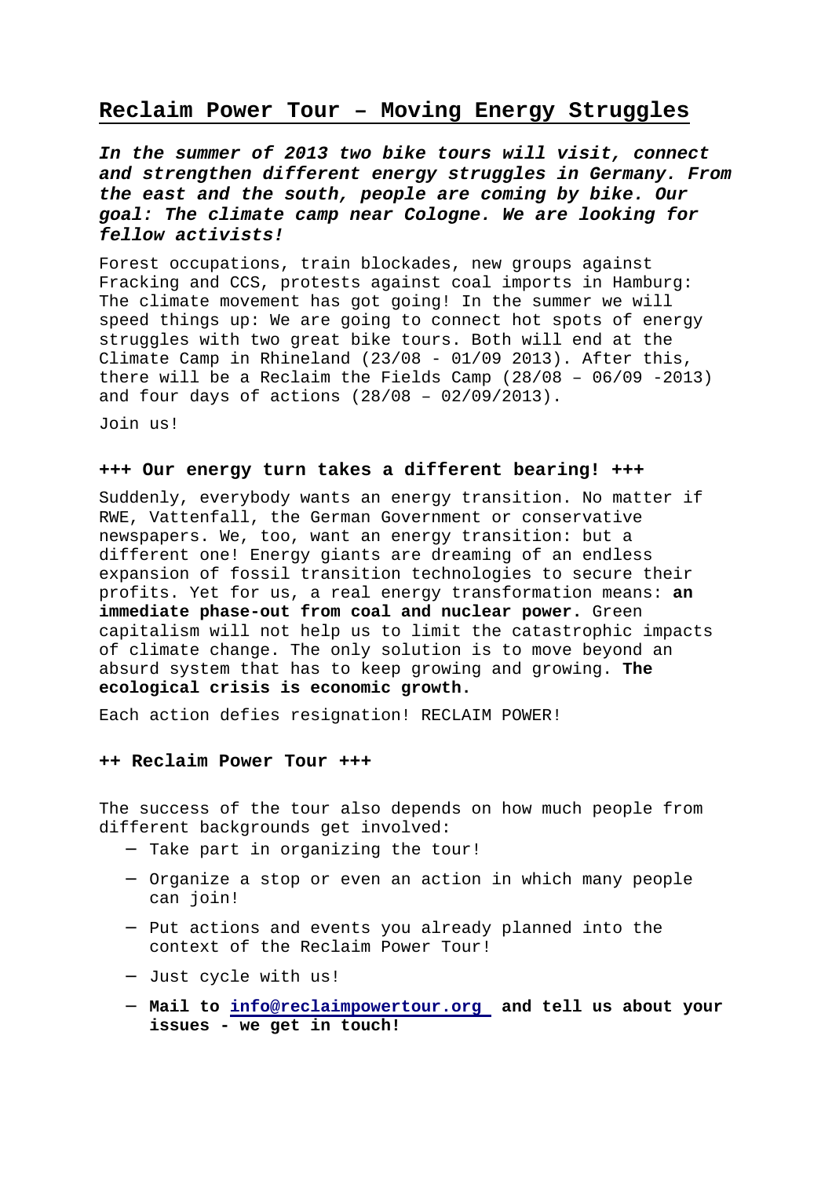# Reclaim Power Tour – Moving Energy Struggles

***In the summer of 2013 two bike tours will visit, connect and strengthen different energy struggles in Germany. From the east and the south, people are coming by bike. Our goal: The climate camp near Cologne. We are looking for fellow activists!***

Forest occupations, train blockades, new groups against Fracking and CCS, protests against coal imports in Hamburg: The climate movement has got going! In the summer we will speed things up: We are going to connect hot spots of energy struggles with two great bike tours. Both will end at the Climate Camp in Rhineland (23/08 - 01/09 2013). After this, there will be a Reclaim the Fields Camp (28/08 – 06/09 -2013) and four days of actions (28/08 – 02/09/2013).

Join us!

### +++ Our energy turn takes a different bearing! +++

Suddenly, everybody wants an energy transition. No matter if RWE, Vattenfall, the German Government or conservative newspapers. We, too, want an energy transition: but a different one! Energy giants are dreaming of an endless expansion of fossil transition technologies to secure their profits. Yet for us, a real energy transformation means: **an immediate phase-out from coal and nuclear power.** Green capitalism will not help us to limit the catastrophic impacts of climate change. The only solution is to move beyond an absurd system that has to keep growing and growing. **The ecological crisis is economic growth.**

Each action defies resignation! RECLAIM POWER!

### ++ Reclaim Power Tour +++

The success of the tour also depends on how much people from different backgrounds get involved:

- Take part in organizing the tour!
- Organize a stop or even an action in which many people can join!
- Put actions and events you already planned into the context of the Reclaim Power Tour!
- Just cycle with us!
- **Mail to info@reclaimpowertour.org and tell us about your issues - we get in touch!**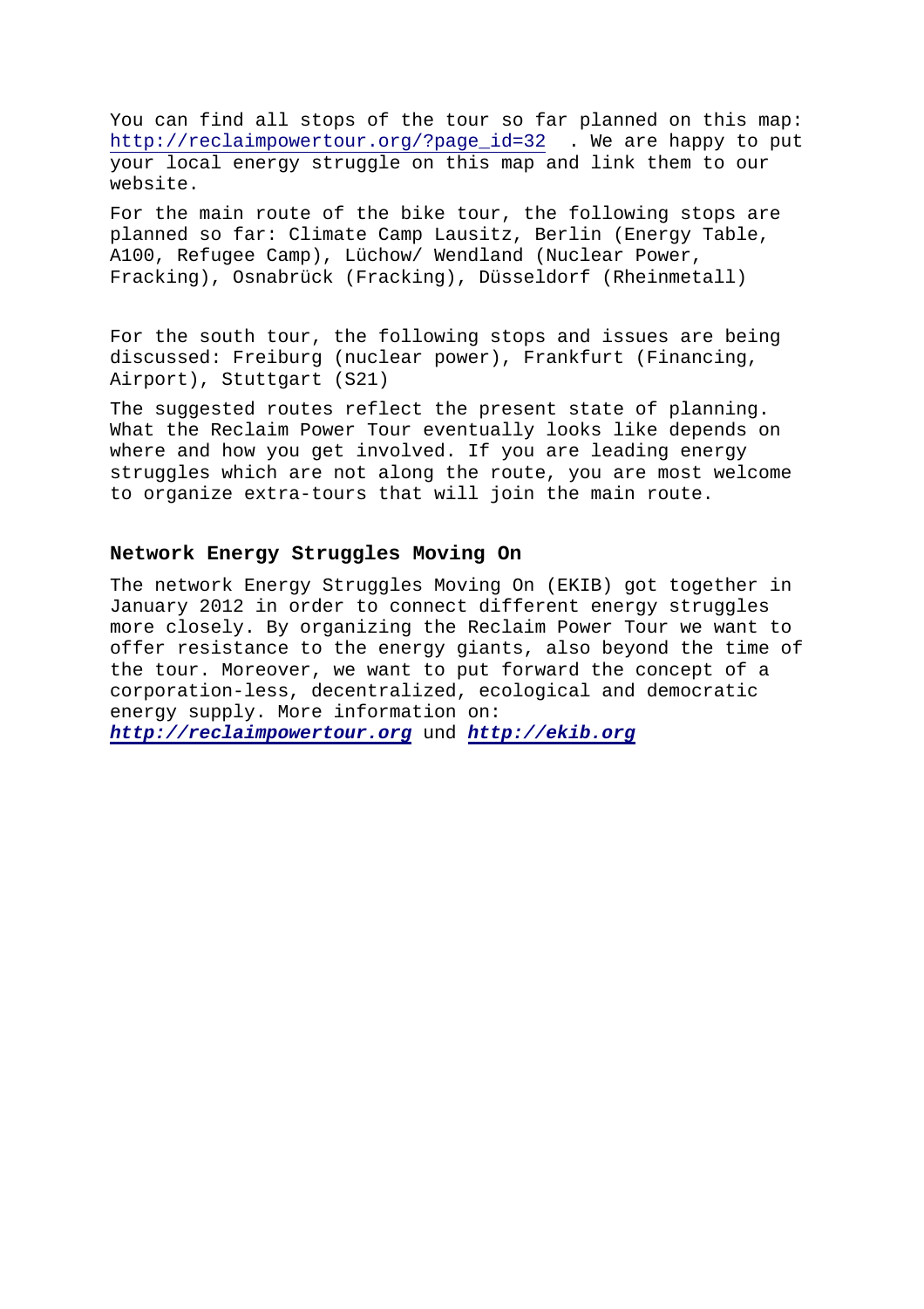You can find all stops of the tour so far planned on this map: http://reclaimpowertour.org/?page_id=32 . We are happy to put your local energy struggle on this map and link them to our website.

For the main route of the bike tour, the following stops are planned so far: Climate Camp Lausitz, Berlin (Energy Table, A100, Refugee Camp), Lüchow/ Wendland (Nuclear Power, Fracking), Osnabrück (Fracking), Düsseldorf (Rheinmetall)

For the south tour, the following stops and issues are being discussed: Freiburg (nuclear power), Frankfurt (Financing, Airport), Stuttgart (S21)

The suggested routes reflect the present state of planning. What the Reclaim Power Tour eventually looks like depends on where and how you get involved. If you are leading energy struggles which are not along the route, you are most welcome to organize extra-tours that will join the main route.

## Network Energy Struggles Moving On

The network Energy Struggles Moving On (EKIB) got together in January 2012 in order to connect different energy struggles more closely. By organizing the Reclaim Power Tour we want to offer resistance to the energy giants, also beyond the time of the tour. Moreover, we want to put forward the concept of a corporation-less, decentralized, ecological and democratic energy supply. More information on: ***http://reclaimpowertour.org*** und ***http://ekib.org***